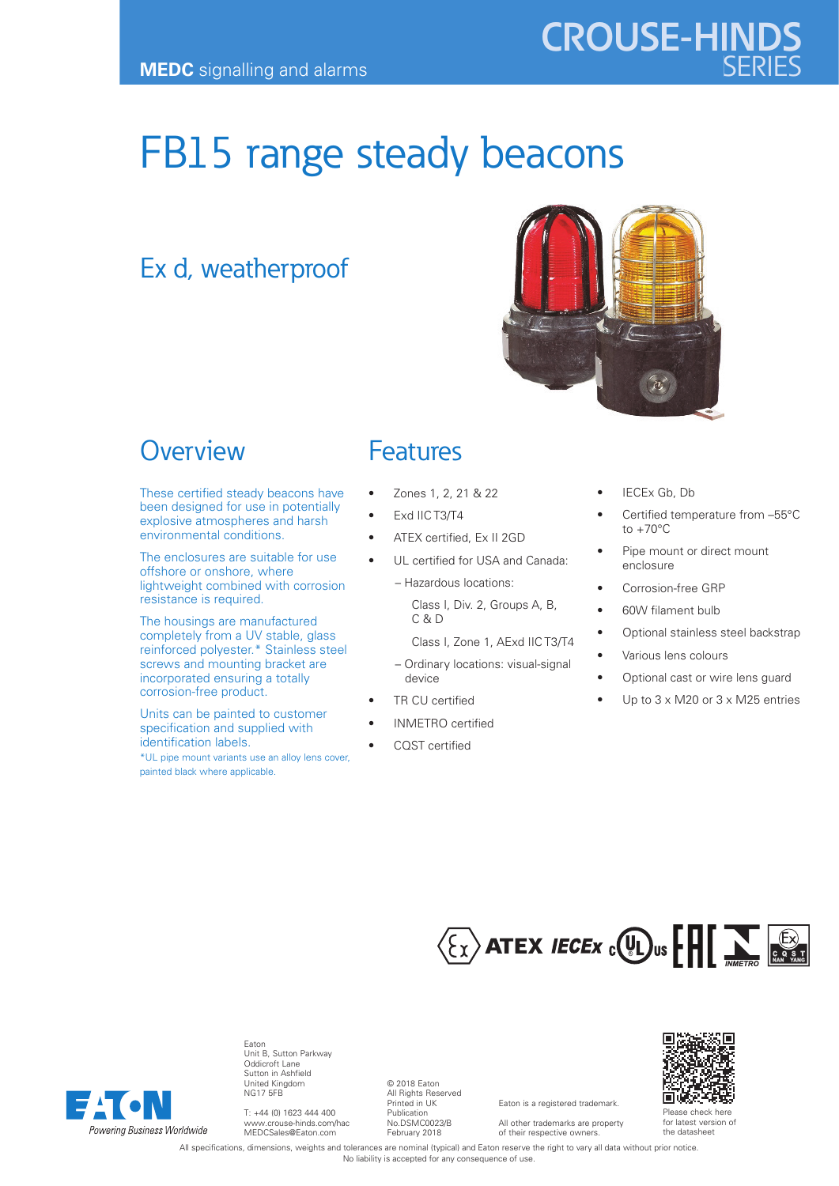MEDC signalling and alarms

CROUSE-HINDS SERIES

# FB15 range steady beacons

## Ex d, weatherproof

## Overview

These certified steady beacons have been designed for use in potentially explosive atmospheres and harsh environmental conditions.

The enclosures are suitable for use offshore or onshore, where lightweight combined with corrosion resistance is required.

The housings are manufactured completely from a UV stable, glass reinforced polyester.* Stainless steel screws and mounting bracket are incorporated ensuring a totally corrosion-free product.

Units can be painted to customer specification and supplied with identification labels.

*UL pipe mount variants use an alloy lens cover, painted black where applicable.

## Features

- Zones 1, 2, 21 & 22
- Exd IIC T3/T4
- ATEX certified, Ex II 2GD
- UL certified for USA and Canada:
  - Hazardous locations:
    - Class I, Div. 2, Groups A, B, C & D
    - Class I, Zone 1, AExd IIC T3/T4
  - Ordinary locations: visual-signal device
- TR CU certified
- INMETRO certified
- CQST certified
- IECEx Gb, Db
- Certified temperature from –55°C to +70°C
- Pipe mount or direct mount enclosure
- Corrosion-free GRP
- 60W filament bulb
- Optional stainless steel backstrap
- Various lens colours
- Optional cast or wire lens guard
- Up to 3 x M20 or 3 x M25 entries

ATEX IECEx

Eaton
Unit B, Sutton Parkway
Oddicroft Lane
Sutton in Ashfield
United Kingdom
NG17 5FB

T: +44 (0) 1623 444 400
www.crouse-hinds.com/hac
MEDCSales@Eaton.com

© 2018 Eaton
All Rights Reserved
Printed in UK
Publication
No.DSMC0023/B
February 2018

Eaton is a registered trademark.

All other trademarks are property of their respective owners.

Please check here for latest version of the datasheet

All specifications, dimensions, weights and tolerances are nominal (typical) and Eaton reserve the right to vary all data without prior notice.
No liability is accepted for any consequence of use.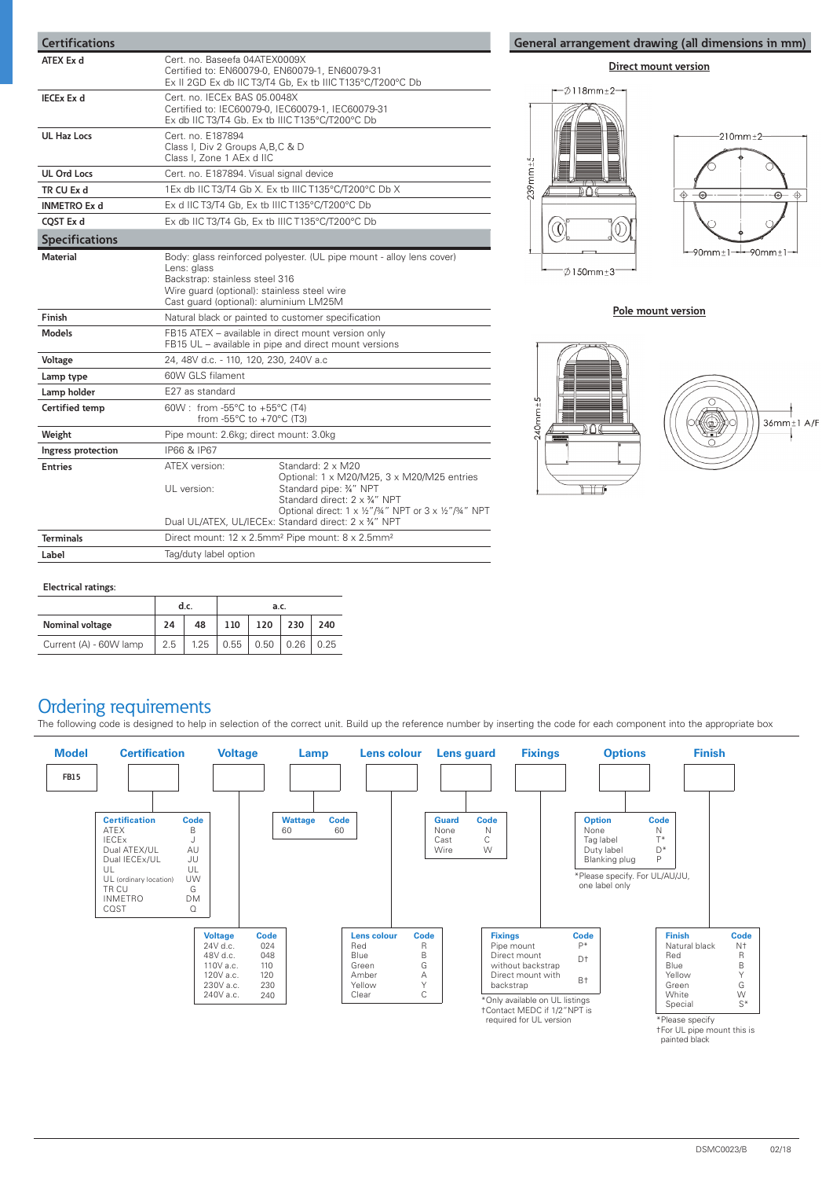## Certifications

| | |
|---|---|
| ATEX Ex d | Cert. no. Baseefa 04ATEX0009X<br>Certified to: EN60079-0, EN60079-1, EN60079-31<br>Ex II 2GD Ex db IIC T3/T4 Gb, Ex tb IIIC T135°C/T200°C Db |
| IECEx Ex d | Cert. no. IECEx BAS 05.0048X<br>Certified to: IEC60079-0, IEC60079-1, IEC60079-31<br>Ex db IIC T3/T4 Gb. Ex tb IIIC T135°C/T200°C Db |
| UL Haz Locs | Cert. no. E187894<br>Class I, Div 2 Groups A,B,C & D<br>Class I, Zone 1 AEx d IIC |
| UL Ord Locs | Cert. no. E187894. Visual signal device |
| TR CU Ex d | 1Ex db IIC T3/T4 Gb X. Ex tb IIIC T135°C/T200°C Db X |
| INMETRO Ex d | Ex d IIC T3/T4 Gb, Ex tb IIIC T135°C/T200°C Db |
| CQST Ex d | Ex db IIC T3/T4 Gb, Ex tb IIIC T135°C/T200°C Db |

## Specifications

| | |
|---|---|
| Material | Body: glass reinforced polyester. (UL pipe mount - alloy lens cover)<br>Lens: glass<br>Backstrap: stainless steel 316<br>Wire guard (optional): stainless steel wire<br>Cast guard (optional): aluminium LM25M |
| Finish | Natural black or painted to customer specification |
| Models | FB15 ATEX – available in direct mount version only<br>FB15 UL – available in pipe and direct mount versions |
| Voltage | 24, 48V d.c. - 110, 120, 230, 240V a.c |
| Lamp type | 60W GLS filament |
| Lamp holder | E27 as standard |
| Certified temp | 60W : from -55°C to +55°C (T4)<br>from -55°C to +70°C (T3) |
| Weight | Pipe mount: 2.6kg; direct mount: 3.0kg |
| Ingress protection | IP66 & IP67 |
| Entries | ATEX version: Standard: 2 x M20<br>Optional: 1 x M20/M25, 3 x M20/M25 entries<br>UL version: Standard pipe: ¾" NPT<br>Standard direct: 2 x ¾" NPT<br>Optional direct: 1 x ½"/¾" NPT or 3 x ½"/¾" NPT<br>Dual UL/ATEX, UL/IECEx: Standard direct: 2 x ¾" NPT |
| Terminals | Direct mount: 12 x 2.5mm² Pipe mount: 8 x 2.5mm² |
| Label | Tag/duty label option |

**Electrical ratings:**

| | d.c. | | a.c. | | | |
|---|---|---|---|---|---|---|
| Nominal voltage | 24 | 48 | 110 | 120 | 230 | 240 |
| Current (A) - 60W lamp | 2.5 | 1.25 | 0.55 | 0.50 | 0.26 | 0.25 |

## General arrangement drawing (all dimensions in mm)

**Direct mount version**

Ø118mm±2
239mm±5
Ø150mm±3
210mm±2
90mm±1
90mm±1

**Pole mount version**

240mm±5
36mm±1 A/F

# Ordering requirements

The following code is designed to help in selection of the correct unit. Build up the reference number by inserting the code for each component into the appropriate box

Model | Certification | Voltage | Lamp | Lens colour | Lens guard | Fixings | Options | Finish

FB15

| Certification | Code |
|---|---|
| ATEX | B |
| IECEx | J |
| Dual ATEX/UL | AU |
| Dual IECEx/UL | JU |
| UL | UL |
| UL (ordinary location) | UW |
| TR CU | G |
| INMETRO | DM |
| CQST | Q |

| Voltage | Code |
|---|---|
| 24V d.c. | 024 |
| 48V d.c. | 048 |
| 110V a.c. | 110 |
| 120V a.c. | 120 |
| 230V a.c. | 230 |
| 240V a.c. | 240 |

| Wattage | Code |
|---|---|
| 60 | 60 |

| Lens colour | Code |
|---|---|
| Red | R |
| Blue | B |
| Green | G |
| Amber | A |
| Yellow | Y |
| Clear | C |

| Guard | Code |
|---|---|
| None | N |
| Cast | C |
| Wire | W |

| Fixings | Code |
|---|---|
| Pipe mount | P* |
| Direct mount without backstrap | D† |
| Direct mount with backstrap | B† |

*Only available on UL listings
†Contact MEDC if 1/2"NPT is required for UL version

| Option | Code |
|---|---|
| None | N |
| Tag label | T* |
| Duty label | D* |
| Blanking plug | P |

*Please specify. For UL/AU/JU, one label only

| Finish | Code |
|---|---|
| Natural black | N† |
| Red | R |
| Blue | B |
| Yellow | Y |
| Green | G |
| White | W |
| Special | S* |

*Please specify
†For UL pipe mount this is painted black

DSMC0023/B 02/18